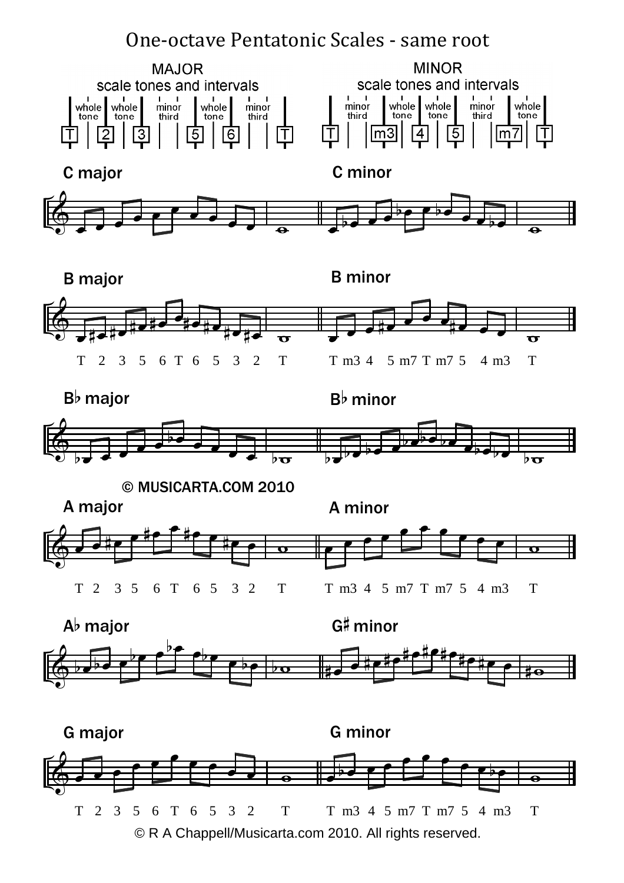# One-octave Pentatonic Scales - same root

**MAJOR**
scale tones and intervals

T — whole tone — 2 — whole tone — 3 — minor third — 5 — whole tone — 6 — minor third — T

**MINOR**
scale tones and intervals

T — minor third — m3 — whole tone — 4 — whole tone — 5 — minor third — m7 — whole tone — T

**C major**

**C minor**

**B major**

**B minor**

T 2 3 5 6 T 6 5 3 2 T

T m3 4 5 m7 T m7 5 4 m3 T

**B♭ major**

**B♭ minor**

© MUSICARTA.COM 2010

**A major**

**A minor**

T 2 3 5 6 T 6 5 3 2 T

T m3 4 5 m7 T m7 5 4 m3 T

**A♭ major**

**G♯ minor**

**G major**

**G minor**

T 2 3 5 6 T 6 5 3 2 T

T m3 4 5 m7 T m7 5 4 m3 T

© R A Chappell/Musicarta.com 2010. All rights reserved.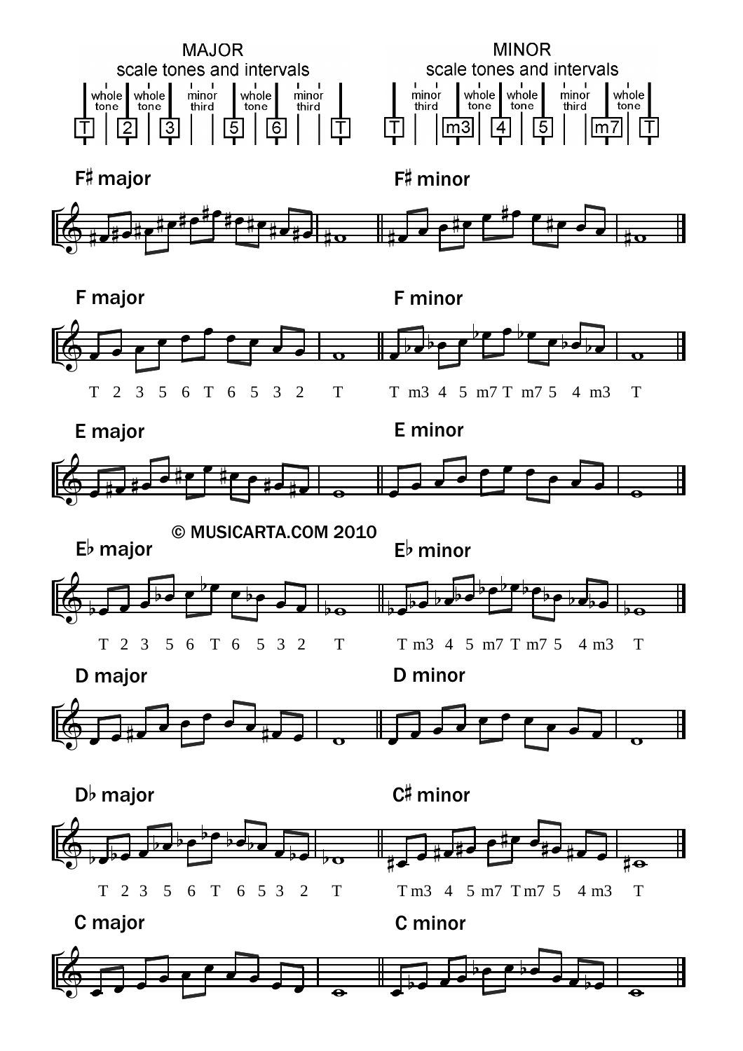MAJOR
scale tones and intervals

| whole tone | whole tone | minor third | whole tone | minor third |
|---|---|---|---|---|

T | 2 | 3 | | 5 | 6 | | T

MINOR
scale tones and intervals

| minor third | whole tone | whole tone | minor third | whole tone |
|---|---|---|---|---|

T | | m3 | 4 | 5 | | m7 | T

**F♯ major**

**F♯ minor**

**F major**

**F minor**

T 2 3 5 6 T 6 5 3 2 T

T m3 4 5 m7 T m7 5 4 m3 T

**E major**

**E minor**

© MUSICARTA.COM 2010

**E♭ major**

**E♭ minor**

T 2 3 5 6 T 6 5 3 2 T

T m3 4 5 m7 T m7 5 4 m3 T

**D major**

**D minor**

**D♭ major**

**C♯ minor**

T 2 3 5 6 T 6 5 3 2 T

T m3 4 5 m7 T m7 5 4 m3 T

**C major**

**C minor**